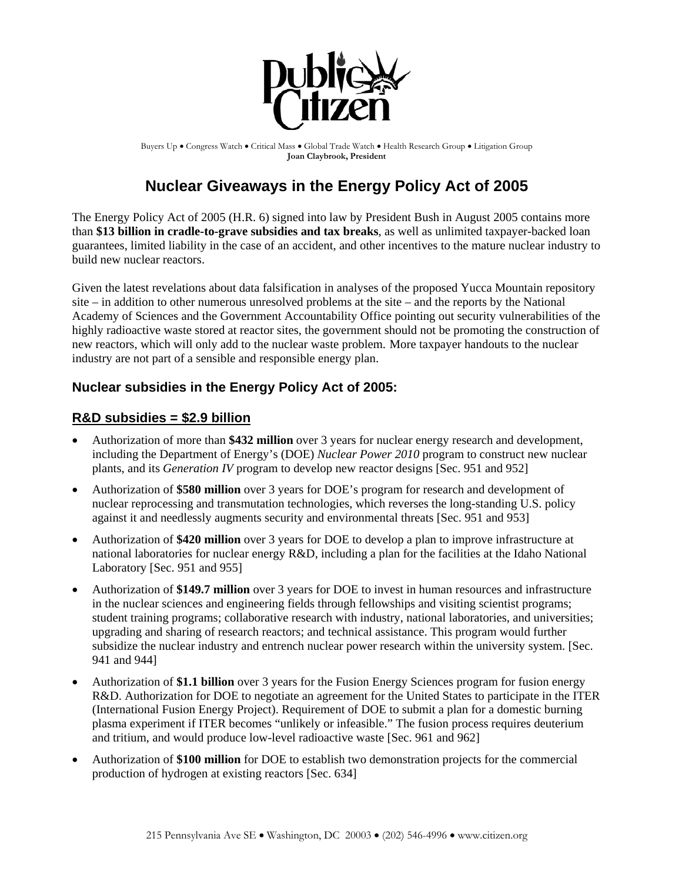Public Citizen

Buyers Up • Congress Watch • Critical Mass • Global Trade Watch • Health Research Group • Litigation Group
**Joan Claybrook, President**

# Nuclear Giveaways in the Energy Policy Act of 2005

The Energy Policy Act of 2005 (H.R. 6) signed into law by President Bush in August 2005 contains more than **$13 billion in cradle-to-grave subsidies and tax breaks**, as well as unlimited taxpayer-backed loan guarantees, limited liability in the case of an accident, and other incentives to the mature nuclear industry to build new nuclear reactors.

Given the latest revelations about data falsification in analyses of the proposed Yucca Mountain repository site – in addition to other numerous unresolved problems at the site – and the reports by the National Academy of Sciences and the Government Accountability Office pointing out security vulnerabilities of the highly radioactive waste stored at reactor sites, the government should not be promoting the construction of new reactors, which will only add to the nuclear waste problem. More taxpayer handouts to the nuclear industry are not part of a sensible and responsible energy plan.

## Nuclear subsidies in the Energy Policy Act of 2005:

### R&D subsidies = $2.9 billion

- Authorization of more than **$432 million** over 3 years for nuclear energy research and development, including the Department of Energy's (DOE) *Nuclear Power 2010* program to construct new nuclear plants, and its *Generation IV* program to develop new reactor designs [Sec. 951 and 952]
- Authorization of **$580 million** over 3 years for DOE's program for research and development of nuclear reprocessing and transmutation technologies, which reverses the long-standing U.S. policy against it and needlessly augments security and environmental threats [Sec. 951 and 953]
- Authorization of **$420 million** over 3 years for DOE to develop a plan to improve infrastructure at national laboratories for nuclear energy R&D, including a plan for the facilities at the Idaho National Laboratory [Sec. 951 and 955]
- Authorization of **$149.7 million** over 3 years for DOE to invest in human resources and infrastructure in the nuclear sciences and engineering fields through fellowships and visiting scientist programs; student training programs; collaborative research with industry, national laboratories, and universities; upgrading and sharing of research reactors; and technical assistance. This program would further subsidize the nuclear industry and entrench nuclear power research within the university system. [Sec. 941 and 944]
- Authorization of **$1.1 billion** over 3 years for the Fusion Energy Sciences program for fusion energy R&D. Authorization for DOE to negotiate an agreement for the United States to participate in the ITER (International Fusion Energy Project). Requirement of DOE to submit a plan for a domestic burning plasma experiment if ITER becomes "unlikely or infeasible." The fusion process requires deuterium and tritium, and would produce low-level radioactive waste [Sec. 961 and 962]
- Authorization of **$100 million** for DOE to establish two demonstration projects for the commercial production of hydrogen at existing reactors [Sec. 634]

215 Pennsylvania Ave SE • Washington, DC 20003 • (202) 546-4996 • www.citizen.org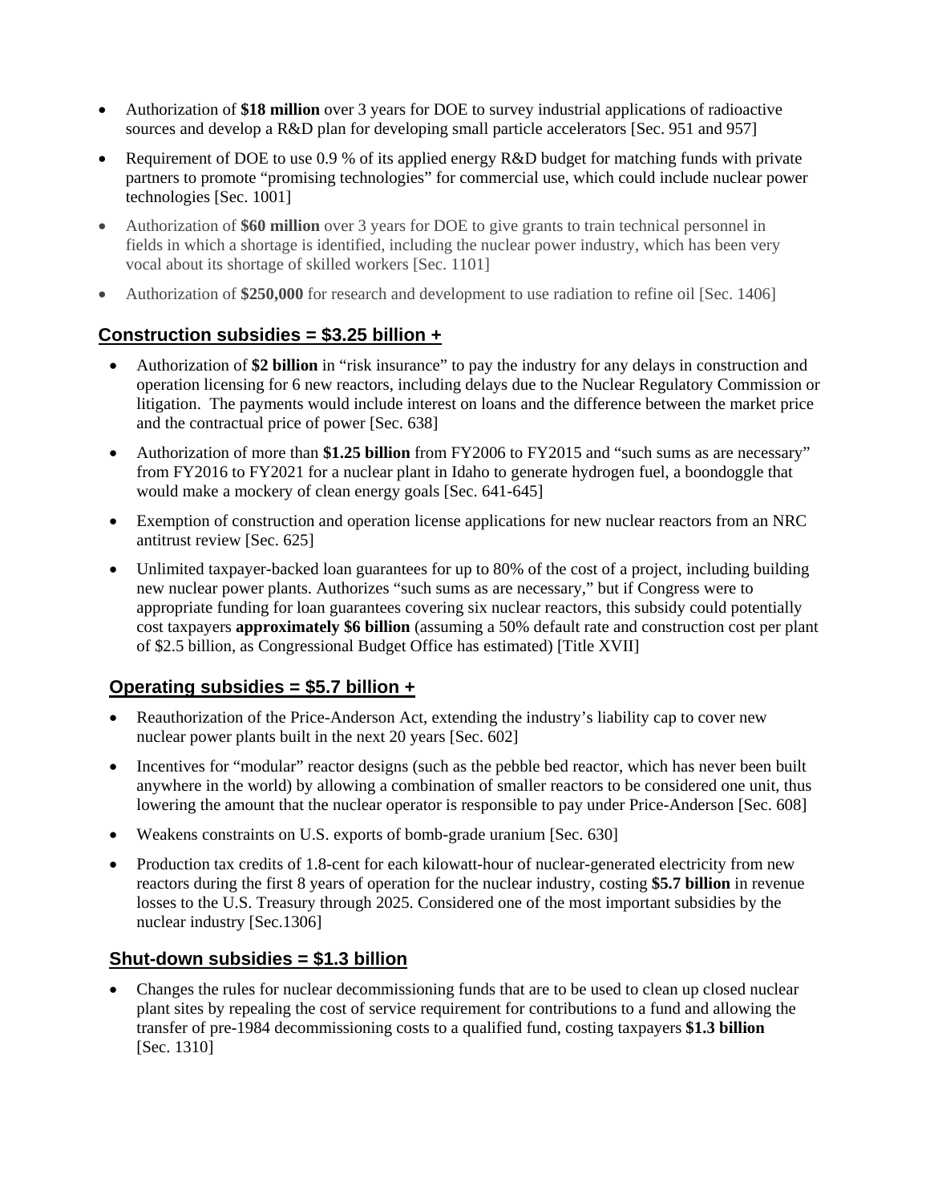- Authorization of **$18 million** over 3 years for DOE to survey industrial applications of radioactive sources and develop a R&D plan for developing small particle accelerators [Sec. 951 and 957]
- Requirement of DOE to use 0.9 % of its applied energy R&D budget for matching funds with private partners to promote "promising technologies" for commercial use, which could include nuclear power technologies [Sec. 1001]
- Authorization of $**60 million** over 3 years for DOE to give grants to train technical personnel in fields in which a shortage is identified, including the nuclear power industry, which has been very vocal about its shortage of skilled workers [Sec. 1101]
- Authorization of $**250,000** for research and development to use radiation to refine oil [Sec. 1406]

## Construction subsidies = $3.25 billion +

- Authorization of **$2 billion** in "risk insurance" to pay the industry for any delays in construction and operation licensing for 6 new reactors, including delays due to the Nuclear Regulatory Commission or litigation. The payments would include interest on loans and the difference between the market price and the contractual price of power [Sec. 638]
- Authorization of more than **$1.25 billion** from FY2006 to FY2015 and "such sums as are necessary" from FY2016 to FY2021 for a nuclear plant in Idaho to generate hydrogen fuel, a boondoggle that would make a mockery of clean energy goals [Sec. 641-645]
- Exemption of construction and operation license applications for new nuclear reactors from an NRC antitrust review [Sec. 625]
- Unlimited taxpayer-backed loan guarantees for up to 80% of the cost of a project, including building new nuclear power plants. Authorizes "such sums as are necessary," but if Congress were to appropriate funding for loan guarantees covering six nuclear reactors, this subsidy could potentially cost taxpayers **approximately $6 billion** (assuming a 50% default rate and construction cost per plant of $2.5 billion, as Congressional Budget Office has estimated) [Title XVII]

## Operating subsidies = $5.7 billion +

- Reauthorization of the Price-Anderson Act, extending the industry's liability cap to cover new nuclear power plants built in the next 20 years [Sec. 602]
- Incentives for "modular" reactor designs (such as the pebble bed reactor, which has never been built anywhere in the world) by allowing a combination of smaller reactors to be considered one unit, thus lowering the amount that the nuclear operator is responsible to pay under Price-Anderson [Sec. 608]
- Weakens constraints on U.S. exports of bomb-grade uranium [Sec. 630]
- Production tax credits of 1.8-cent for each kilowatt-hour of nuclear-generated electricity from new reactors during the first 8 years of operation for the nuclear industry, costing **$5.7 billion** in revenue losses to the U.S. Treasury through 2025. Considered one of the most important subsidies by the nuclear industry [Sec.1306]

## Shut-down subsidies = $1.3 billion

- Changes the rules for nuclear decommissioning funds that are to be used to clean up closed nuclear plant sites by repealing the cost of service requirement for contributions to a fund and allowing the transfer of pre-1984 decommissioning costs to a qualified fund, costing taxpayers $**1.3 billion** [Sec. 1310]